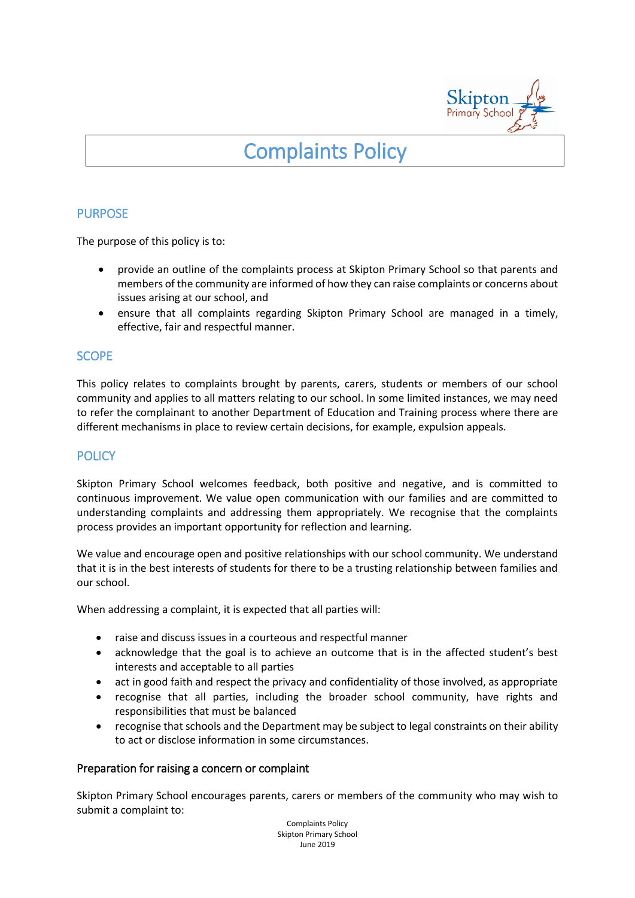# Complaints Policy

## PURPOSE

The purpose of this policy is to:

- provide an outline of the complaints process at Skipton Primary School so that parents and members of the community are informed of how they can raise complaints or concerns about issues arising at our school, and
- ensure that all complaints regarding Skipton Primary School are managed in a timely, effective, fair and respectful manner.

## SCOPE

This policy relates to complaints brought by parents, carers, students or members of our school community and applies to all matters relating to our school. In some limited instances, we may need to refer the complainant to another Department of Education and Training process where there are different mechanisms in place to review certain decisions, for example, expulsion appeals.

## POLICY

Skipton Primary School welcomes feedback, both positive and negative, and is committed to continuous improvement. We value open communication with our families and are committed to understanding complaints and addressing them appropriately. We recognise that the complaints process provides an important opportunity for reflection and learning.

We value and encourage open and positive relationships with our school community. We understand that it is in the best interests of students for there to be a trusting relationship between families and our school.

When addressing a complaint, it is expected that all parties will:

- raise and discuss issues in a courteous and respectful manner
- acknowledge that the goal is to achieve an outcome that is in the affected student's best interests and acceptable to all parties
- act in good faith and respect the privacy and confidentiality of those involved, as appropriate
- recognise that all parties, including the broader school community, have rights and responsibilities that must be balanced
- recognise that schools and the Department may be subject to legal constraints on their ability to act or disclose information in some circumstances.

### Preparation for raising a concern or complaint

Skipton Primary School encourages parents, carers or members of the community who may wish to submit a complaint to: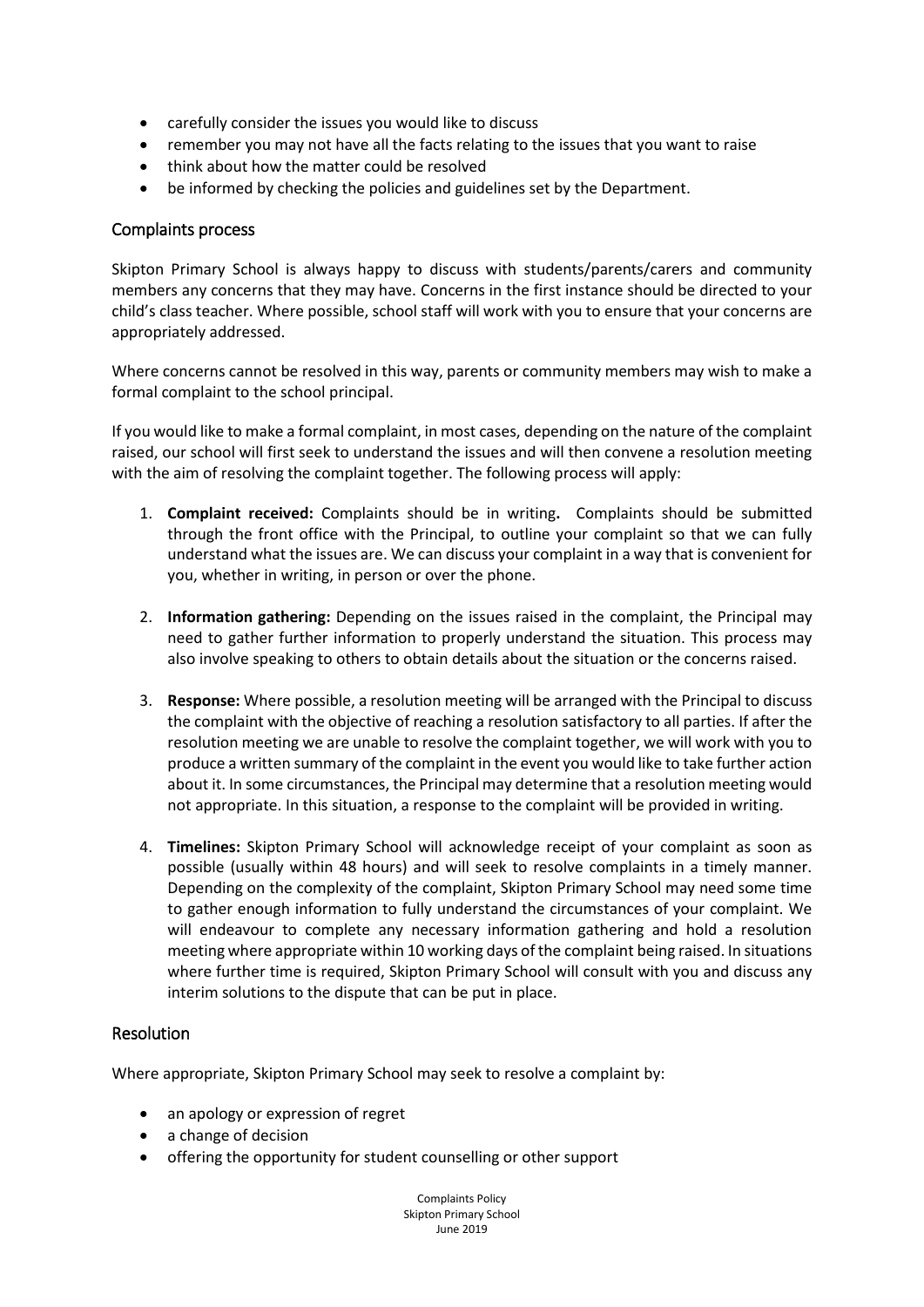- carefully consider the issues you would like to discuss
- remember you may not have all the facts relating to the issues that you want to raise
- think about how the matter could be resolved
- be informed by checking the policies and guidelines set by the Department.

## Complaints process

Skipton Primary School is always happy to discuss with students/parents/carers and community members any concerns that they may have. Concerns in the first instance should be directed to your child's class teacher. Where possible, school staff will work with you to ensure that your concerns are appropriately addressed.

Where concerns cannot be resolved in this way, parents or community members may wish to make a formal complaint to the school principal.

If you would like to make a formal complaint, in most cases, depending on the nature of the complaint raised, our school will first seek to understand the issues and will then convene a resolution meeting with the aim of resolving the complaint together. The following process will apply:

1. **Complaint received:** Complaints should be in writing**.** Complaints should be submitted through the front office with the Principal, to outline your complaint so that we can fully understand what the issues are. We can discuss your complaint in a way that is convenient for you, whether in writing, in person or over the phone.

2. **Information gathering:** Depending on the issues raised in the complaint, the Principal may need to gather further information to properly understand the situation. This process may also involve speaking to others to obtain details about the situation or the concerns raised.

3. **Response:** Where possible, a resolution meeting will be arranged with the Principal to discuss the complaint with the objective of reaching a resolution satisfactory to all parties. If after the resolution meeting we are unable to resolve the complaint together, we will work with you to produce a written summary of the complaint in the event you would like to take further action about it. In some circumstances, the Principal may determine that a resolution meeting would not appropriate. In this situation, a response to the complaint will be provided in writing.

4. **Timelines:** Skipton Primary School will acknowledge receipt of your complaint as soon as possible (usually within 48 hours) and will seek to resolve complaints in a timely manner. Depending on the complexity of the complaint, Skipton Primary School may need some time to gather enough information to fully understand the circumstances of your complaint. We will endeavour to complete any necessary information gathering and hold a resolution meeting where appropriate within 10 working days of the complaint being raised. In situations where further time is required, Skipton Primary School will consult with you and discuss any interim solutions to the dispute that can be put in place.

## Resolution

Where appropriate, Skipton Primary School may seek to resolve a complaint by:

- an apology or expression of regret
- a change of decision
- offering the opportunity for student counselling or other support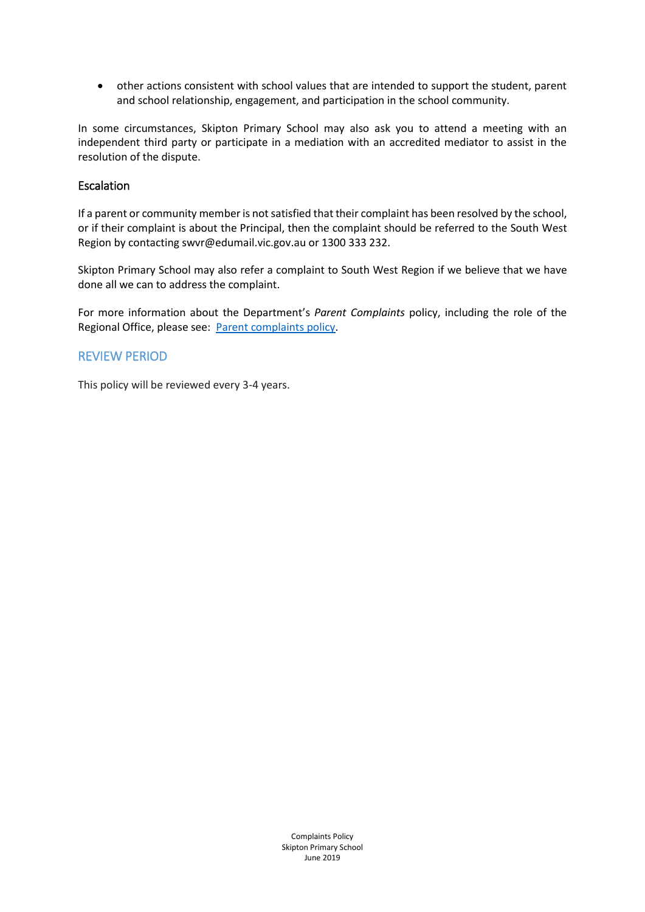- other actions consistent with school values that are intended to support the student, parent and school relationship, engagement, and participation in the school community.

In some circumstances, Skipton Primary School may also ask you to attend a meeting with an independent third party or participate in a mediation with an accredited mediator to assist in the resolution of the dispute.

### Escalation

If a parent or community member is not satisfied that their complaint has been resolved by the school, or if their complaint is about the Principal, then the complaint should be referred to the South West Region by contacting swvr@edumail.vic.gov.au or 1300 333 232.

Skipton Primary School may also refer a complaint to South West Region if we believe that we have done all we can to address the complaint.

For more information about the Department's *Parent Complaints* policy, including the role of the Regional Office, please see: [Parent complaints policy](Parent complaints policy).

## REVIEW PERIOD

This policy will be reviewed every 3-4 years.